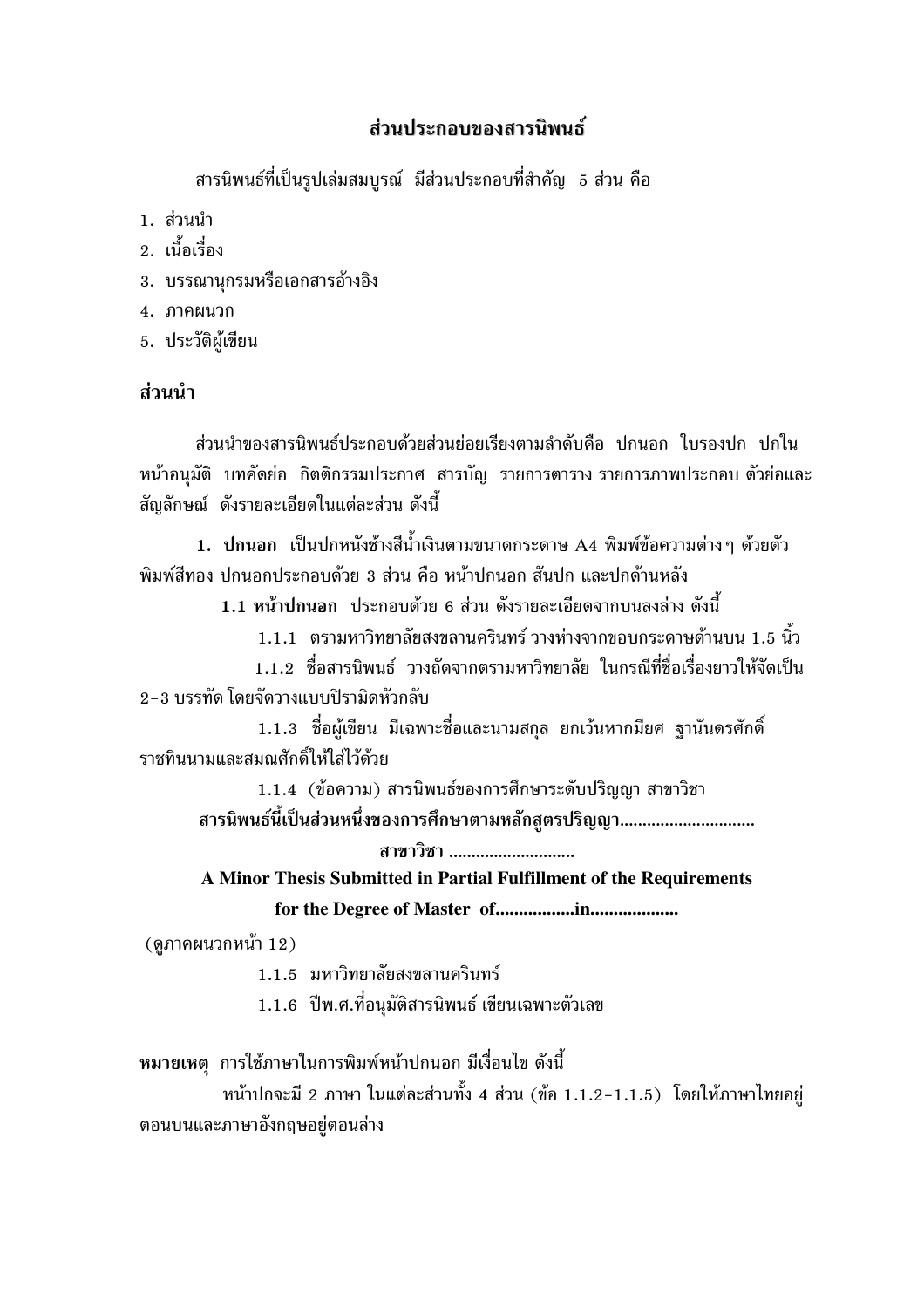# ส่วนประกอบของสารนิพนธ์

สารนิพนธ์ที่เป็นรูปเล่มสมบูรณ์ มีส่วนประกอบที่สำคัญ 5 ส่วน คือ

1. ส่วนนำ
2. เนื้อเรื่อง
3. บรรณานุกรมหรือเอกสารอ้างอิง
4. ภาคผนวก
5. ประวัติผู้เขียน

## ส่วนนำ

ส่วนนำของสารนิพนธ์ประกอบด้วยส่วนย่อยเรียงตามลำดับคือ ปกนอก ใบรองปก ปกใน หน้าอนุมัติ บทคัดย่อ กิตติกรรมประกาศ สารบัญ รายการตาราง รายการภาพประกอบ ตัวย่อและสัญลักษณ์ ดังรายละเอียดในแต่ละส่วน ดังนี้

**1. ปกนอก** เป็นปกหนังช้างสีน้ำเงินตามขนาดกระดาษ A4 พิมพ์ข้อความต่าง ๆ ด้วยตัวพิมพ์สีทอง ปกนอกประกอบด้วย 3 ส่วน คือ หน้าปกนอก สันปก และปกด้านหลัง

**1.1 หน้าปกนอก** ประกอบด้วย 6 ส่วน ดังรายละเอียดจากบนลงล่าง ดังนี้

1.1.1 ตรามหาวิทยาลัยสงขลานครินทร์ วางห่างจากขอบกระดาษด้านบน 1.5 นิ้ว

1.1.2 ชื่อสารนิพนธ์ วางถัดจากตรามหาวิทยาลัย ในกรณีที่ชื่อเรื่องยาวให้จัดเป็น 2-3 บรรทัด โดยจัดวางแบบปิรามิดหัวกลับ

1.1.3 ชื่อผู้เขียน มีเฉพาะชื่อและนามสกุล ยกเว้นหากมียศ ฐานันดรศักดิ์ ราชทินนามและสมณศักดิ์ให้ใส่ไว้ด้วย

1.1.4 (ข้อความ) สารนิพนธ์ของการศึกษาระดับปริญญา สาขาวิชา

**สารนิพนธ์นี้เป็นส่วนหนึ่งของการศึกษาตามหลักสูตรปริญญา.............................**

**สาขาวิชา ............................**

**A Minor Thesis Submitted in Partial Fulfillment of the Requirements**

**for the Degree of Master of.................in...................**

(ดูภาคผนวกหน้า 12)

1.1.5 มหาวิทยาลัยสงขลานครินทร์

1.1.6 ปีพ.ศ.ที่อนุมัติสารนิพนธ์ เขียนเฉพาะตัวเลข

**หมายเหตุ** การใช้ภาษาในการพิมพ์หน้าปกนอก มีเงื่อนไข ดังนี้

หน้าปกจะมี 2 ภาษา ในแต่ละส่วนทั้ง 4 ส่วน (ข้อ 1.1.2-1.1.5) โดยให้ภาษาไทยอยู่ตอนบนและภาษาอังกฤษอยู่ตอนล่าง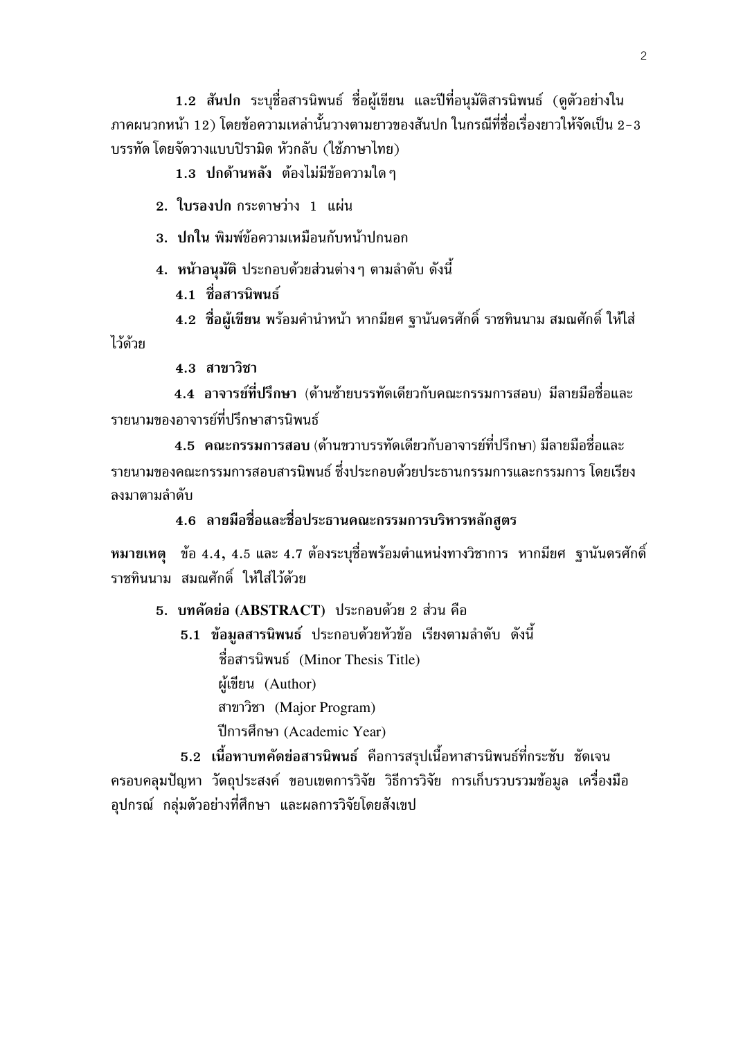**1.2 สันปก** ระบุชื่อสารนิพนธ์ ชื่อผู้เขียน และปีที่อนุมัติสารนิพนธ์ (ดูตัวอย่างในภาคผนวกหน้า 12) โดยข้อความเหล่านั้นวางตามยาวของสันปก ในกรณีที่ชื่อเรื่องยาวให้จัดเป็น 2-3 บรรทัด โดยจัดวางแบบปิรามิด หัวกลับ (ใช้ภาษาไทย)

**1.3 ปกด้านหลัง** ต้องไม่มีข้อความใด ๆ

**2. ใบรองปก** กระดาษว่าง 1 แผ่น

**3. ปกใน** พิมพ์ข้อความเหมือนกับหน้าปกนอก

**4. หน้าอนุมัติ** ประกอบด้วยส่วนต่าง ๆ ตามลำดับ ดังนี้

**4.1 ชื่อสารนิพนธ์**

**4.2 ชื่อผู้เขียน** พร้อมคำนำหน้า หากมียศ ฐานันดรศักดิ์ ราชทินนาม สมณศักดิ์ ให้ใส่ไว้ด้วย

**4.3 สาขาวิชา**

**4.4 อาจารย์ที่ปรึกษา** (ด้านซ้ายบรรทัดเดียวกับคณะกรรมการสอบ) มีลายมือชื่อและรายนามของอาจารย์ที่ปรึกษาสารนิพนธ์

**4.5 คณะกรรมการสอบ** (ด้านขวาบรรทัดเดียวกับอาจารย์ที่ปรึกษา) มีลายมือชื่อและรายนามของคณะกรรมการสอบสารนิพนธ์ ซึ่งประกอบด้วยประธานกรรมการและกรรมการ โดยเรียงลงมาตามลำดับ

**4.6 ลายมือชื่อและชื่อประธานคณะกรรมการบริหารหลักสูตร**

**หมายเหตุ** ข้อ 4.4, 4.5 และ 4.7 ต้องระบุชื่อพร้อมตำแหน่งทางวิชาการ หากมียศ ฐานันดรศักดิ์ ราชทินนาม สมณศักดิ์ ให้ใส่ไว้ด้วย

**5. บทคัดย่อ (ABSTRACT)** ประกอบด้วย 2 ส่วน คือ

**5.1 ข้อมูลสารนิพนธ์** ประกอบด้วยหัวข้อ เรียงตามลำดับ ดังนี้

ชื่อสารนิพนธ์ (Minor Thesis Title)
ผู้เขียน (Author)
สาขาวิชา (Major Program)
ปีการศึกษา (Academic Year)

**5.2 เนื้อหาบทคัดย่อสารนิพนธ์** คือการสรุปเนื้อหาสารนิพนธ์ที่กระชับ ชัดเจน ครอบคลุมปัญหา วัตถุประสงค์ ขอบเขตการวิจัย วิธีการวิจัย การเก็บรวบรวมข้อมูล เครื่องมืออุปกรณ์ กลุ่มตัวอย่างที่ศึกษา และผลการวิจัยโดยสังเขป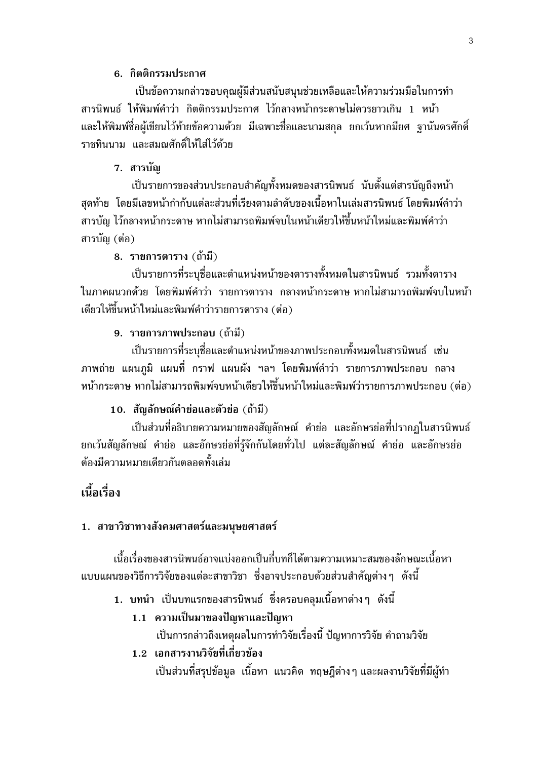### 6. กิตติกรรมประกาศ

เป็นข้อความกล่าวขอบคุณผู้มีส่วนสนับสนุนช่วยเหลือและให้ความร่วมมือในการทำสารนิพนธ์ ให้พิมพ์คำว่า กิตติกรรมประกาศ ไว้กลางหน้ากระดาษไม่ควรยาวเกิน 1 หน้า และให้พิมพ์ชื่อผู้เขียนไว้ท้ายข้อความด้วย มีเฉพาะชื่อและนามสกุล ยกเว้นหากมียศ ฐานันดรศักดิ์ ราชทินนาม และสมณศักดิ์ให้ใส่ไว้ด้วย

### 7. สารบัญ

เป็นรายการของส่วนประกอบสำคัญทั้งหมดของสารนิพนธ์ นับตั้งแต่สารบัญถึงหน้าสุดท้าย โดยมีเลขหน้ากำกับแต่ละส่วนที่เรียงตามลำดับของเนื้อหาในเล่มสารนิพนธ์ โดยพิมพ์คำว่า สารบัญ ไว้กลางหน้ากระดาษ หากไม่สามารถพิมพ์จบในหน้าเดียวให้ขึ้นหน้าใหม่และพิมพ์คำว่า สารบัญ (ต่อ)

### 8. รายการตาราง (ถ้ามี)

เป็นรายการที่ระบุชื่อและตำแหน่งหน้าของตารางทั้งหมดในสารนิพนธ์ รวมทั้งตารางในภาคผนวกด้วย โดยพิมพ์คำว่า รายการตาราง กลางหน้ากระดาษ หากไม่สามารถพิมพ์จบในหน้าเดียวให้ขึ้นหน้าใหม่และพิมพ์คำว่ารายการตาราง (ต่อ)

### 9. รายการภาพประกอบ (ถ้ามี)

เป็นรายการที่ระบุชื่อและตำแหน่งหน้าของภาพประกอบทั้งหมดในสารนิพนธ์ เช่น ภาพถ่าย แผนภูมิ แผนที่ กราฟ แผนผัง ฯลฯ โดยพิมพ์คำว่า รายการภาพประกอบ กลางหน้ากระดาษ หากไม่สามารถพิมพ์จบหน้าเดียวให้ขึ้นหน้าใหม่และพิมพ์ว่ารายการภาพประกอบ (ต่อ)

### 10. สัญลักษณ์คำย่อและตัวย่อ (ถ้ามี)

เป็นส่วนที่อธิบายความหมายของสัญลักษณ์ คำย่อ และอักษรย่อที่ปรากฏในสารนิพนธ์ ยกเว้นสัญลักษณ์ คำย่อ และอักษรย่อที่รู้จักกันโดยทั่วไป แต่ละสัญลักษณ์ คำย่อ และอักษรย่อต้องมีความหมายเดียวกันตลอดทั้งเล่ม

## เนื้อเรื่อง

### 1. สาขาวิชาทางสังคมศาสตร์และมนุษยศาสตร์

เนื้อเรื่องของสารนิพนธ์อาจแบ่งออกเป็นกี่บทก็ได้ตามความเหมาะสมของลักษณะเนื้อหาแบบแผนของวิธีการวิจัยของแต่ละสาขาวิชา ซึ่งอาจประกอบด้วยส่วนสำคัญต่างๆ ดังนี้

1. **บทนำ** เป็นบทแรกของสารนิพนธ์ ซึ่งครอบคลุมเนื้อหาต่างๆ ดังนี้

   **1.1 ความเป็นมาของปัญหาและปัญหา**

   เป็นการกล่าวถึงเหตุผลในการทำวิจัยเรื่องนี้ ปัญหาการวิจัย คำถามวิจัย

   **1.2 เอกสารงานวิจัยที่เกี่ยวข้อง**

   เป็นส่วนที่สรุปข้อมูล เนื้อหา แนวคิด ทฤษฎีต่างๆ และผลงานวิจัยที่มีผู้ทำ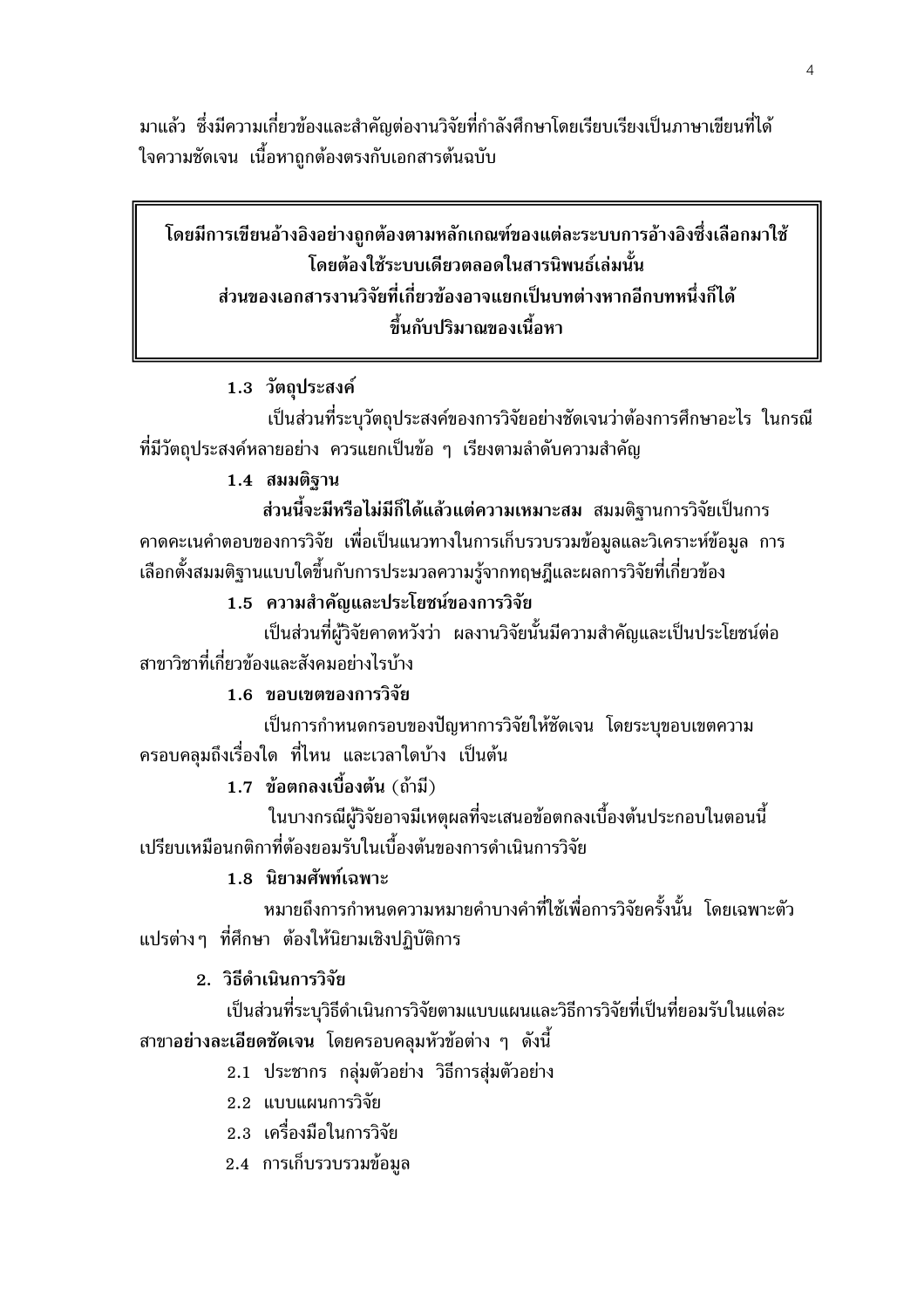มาแล้ว ซึ่งมีความเกี่ยวข้องและสำคัญต่องานวิจัยที่กำลังศึกษาโดยเรียบเรียงเป็นภาษาเขียนที่ได้ใจความชัดเจน เนื้อหาถูกต้องตรงกับเอกสารต้นฉบับ

> **โดยมีการเขียนอ้างอิงอย่างถูกต้องตามหลักเกณฑ์ของแต่ละระบบการอ้างอิงซึ่งเลือกมาใช้**
> **โดยต้องใช้ระบบเดียวตลอดในสารนิพนธ์เล่มนั้น**
> **ส่วนของเอกสารงานวิจัยที่เกี่ยวข้องอาจแยกเป็นบทต่างหากอีกบทหนึ่งก็ได้**
> **ขึ้นกับปริมาณของเนื้อหา**

**1.3 วัตถุประสงค์**

เป็นส่วนที่ระบุวัตถุประสงค์ของการวิจัยอย่างชัดเจนว่าต้องการศึกษาอะไร ในกรณีที่มีวัตถุประสงค์หลายอย่าง ควรแยกเป็นข้อ ๆ เรียงตามลำดับความสำคัญ

**1.4 สมมติฐาน**

**ส่วนนี้จะมีหรือไม่มีก็ได้แล้วแต่ความเหมาะสม** สมมติฐานการวิจัยเป็นการคาดคะเนคำตอบของการวิจัย เพื่อเป็นแนวทางในการเก็บรวบรวมข้อมูลและวิเคราะห์ข้อมูล การเลือกตั้งสมมติฐานแบบใดขึ้นกับการประมวลความรู้จากทฤษฎีและผลการวิจัยที่เกี่ยวข้อง

**1.5 ความสำคัญและประโยชน์ของการวิจัย**

เป็นส่วนที่ผู้วิจัยคาดหวังว่า ผลงานวิจัยนั้นมีความสำคัญและเป็นประโยชน์ต่อสาขาวิชาที่เกี่ยวข้องและสังคมอย่างไรบ้าง

**1.6 ขอบเขตของการวิจัย**

เป็นการกำหนดกรอบของปัญหาการวิจัยให้ชัดเจน โดยระบุขอบเขตความครอบคลุมถึงเรื่องใด ที่ไหน และเวลาใดบ้าง เป็นต้น

**1.7 ข้อตกลงเบื้องต้น** (ถ้ามี)

ในบางกรณีผู้วิจัยอาจมีเหตุผลที่จะเสนอข้อตกลงเบื้องต้นประกอบในตอนนี้ เปรียบเหมือนกติกาที่ต้องยอมรับในเบื้องต้นของการดำเนินการวิจัย

**1.8 นิยามศัพท์เฉพาะ**

หมายถึงการกำหนดความหมายคำบางคำที่ใช้เพื่อการวิจัยครั้งนั้น โดยเฉพาะตัวแปรต่างๆ ที่ศึกษา ต้องให้นิยามเชิงปฏิบัติการ

**2. วิธีดำเนินการวิจัย**

เป็นส่วนที่ระบุวิธีดำเนินการวิจัยตามแบบแผนและวิธีการวิจัยที่เป็นที่ยอมรับในแต่ละสาขา**อย่างละเอียดชัดเจน** โดยครอบคลุมหัวข้อต่าง ๆ ดังนี้

2.1 ประชากร กลุ่มตัวอย่าง วิธีการสุ่มตัวอย่าง

2.2 แบบแผนการวิจัย

2.3 เครื่องมือในการวิจัย

2.4 การเก็บรวบรวมข้อมูล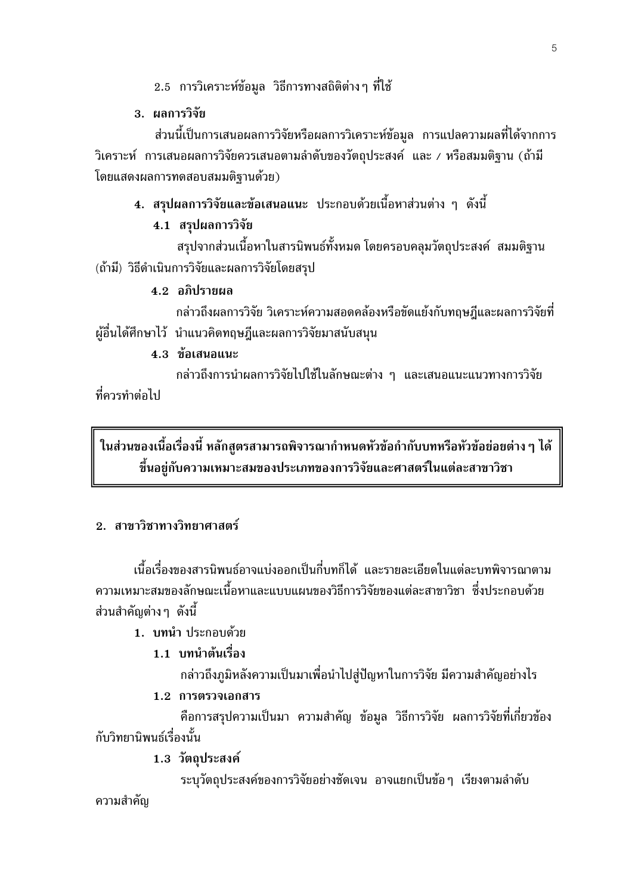2.5 การวิเคราะห์ข้อมูล วิธีการทางสถิติต่าง ๆ ที่ใช้

**3. ผลการวิจัย**

ส่วนนี้เป็นการเสนอผลการวิจัยหรือผลการวิเคราะห์ข้อมูล การแปลความผลที่ได้จากการวิเคราะห์ การเสนอผลการวิจัยควรเสนอตามลำดับของวัตถุประสงค์ และ / หรือสมมติฐาน (ถ้ามีโดยแสดงผลการทดสอบสมมติฐานด้วย)

**4. สรุปผลการวิจัยและข้อเสนอแนะ** ประกอบด้วยเนื้อหาส่วนต่าง ๆ ดังนี้

**4.1 สรุปผลการวิจัย**

สรุปจากส่วนเนื้อหาในสารนิพนธ์ทั้งหมด โดยครอบคลุมวัตถุประสงค์ สมมติฐาน (ถ้ามี) วิธีดำเนินการวิจัยและผลการวิจัยโดยสรุป

**4.2 อภิปรายผล**

กล่าวถึงผลการวิจัย วิเคราะห์ความสอดคล้องหรือขัดแย้งกับทฤษฎีและผลการวิจัยที่ผู้อื่นได้ศึกษาไว้ นำแนวคิดทฤษฎีและผลการวิจัยมาสนับสนุน

**4.3 ข้อเสนอแนะ**

กล่าวถึงการนำผลการวิจัยไปใช้ในลักษณะต่าง ๆ และเสนอแนะแนวทางการวิจัยที่ควรทำต่อไป

**ในส่วนของเนื้อเรื่องนี้ หลักสูตรสามารถพิจารณากำหนดหัวข้อกำกับบทหรือหัวข้อย่อยต่าง ๆ ได้ขึ้นอยู่กับความเหมาะสมของประเภทของการวิจัยและศาสตร์ในแต่ละสาขาวิชา**

**2. สาขาวิชาทางวิทยาศาสตร์**

เนื้อเรื่องของสารนิพนธ์อาจแบ่งออกเป็นกี่บทก็ได้ และรายละเอียดในแต่ละบทพิจารณาตามความเหมาะสมของลักษณะเนื้อหาและแบบแผนของวิธีการวิจัยของแต่ละสาขาวิชา ซึ่งประกอบด้วยส่วนสำคัญต่าง ๆ ดังนี้

**1. บทนำ** ประกอบด้วย

**1.1 บทนำต้นเรื่อง**

กล่าวถึงภูมิหลังความเป็นมาเพื่อนำไปสู่ปัญหาในการวิจัย มีความสำคัญอย่างไร

**1.2 การตรวจเอกสาร**

คือการสรุปความเป็นมา ความสำคัญ ข้อมูล วิธีการวิจัย ผลการวิจัยที่เกี่ยวข้องกับวิทยานิพนธ์เรื่องนั้น

**1.3 วัตถุประสงค์**

ระบุวัตถุประสงค์ของการวิจัยอย่างชัดเจน อาจแยกเป็นข้อ ๆ เรียงตามลำดับความสำคัญ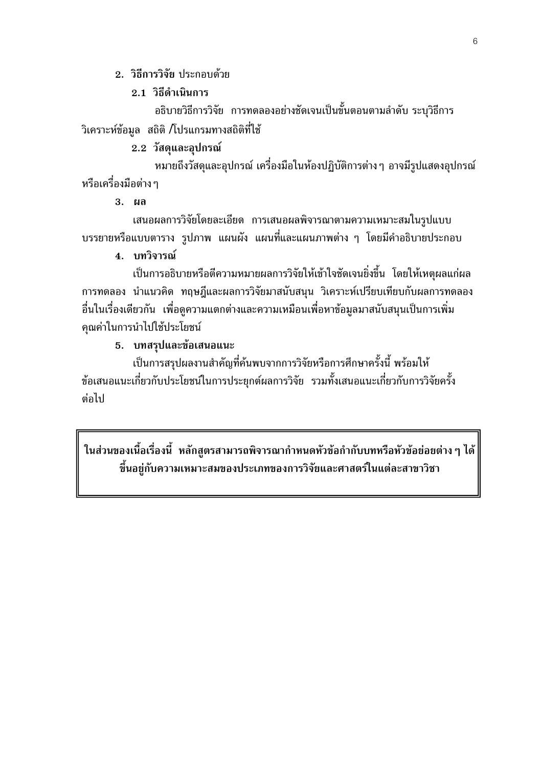**2. วิธีการวิจัย** ประกอบด้วย

**2.1 วิธีดำเนินการ**

อธิบายวิธีการวิจัย การทดลองอย่างชัดเจนเป็นขั้นตอนตามลำดับ ระบุวิธีการวิเคราะห์ข้อมูล สถิติ /โปรแกรมทางสถิติที่ใช้

**2.2 วัสดุและอุปกรณ์**

หมายถึงวัสดุและอุปกรณ์ เครื่องมือในห้องปฏิบัติการต่าง ๆ อาจมีรูปแสดงอุปกรณ์หรือเครื่องมือต่าง ๆ

**3. ผล**

เสนอผลการวิจัยโดยละเอียด การเสนอผลพิจารณาตามความเหมาะสมในรูปแบบบรรยายหรือแบบตาราง รูปภาพ แผนผัง แผนที่และแผนภาพต่าง ๆ โดยมีคำอธิบายประกอบ

**4. บทวิจารณ์**

เป็นการอธิบายหรือตีความหมายผลการวิจัยให้เข้าใจชัดเจนยิ่งขึ้น โดยให้เหตุผลแก่ผลการทดลอง นำแนวคิด ทฤษฎีและผลการวิจัยมาสนับสนุน วิเคราะห์เปรียบเทียบกับผลการทดลองอื่นในเรื่องเดียวกัน เพื่อดูความแตกต่างและความเหมือนเพื่อหาข้อมูลมาสนับสนุนเป็นการเพิ่มคุณค่าในการนำไปใช้ประโยชน์

**5. บทสรุปและข้อเสนอแนะ**

เป็นการสรุปผลงานสำคัญที่ค้นพบจากการวิจัยหรือการศึกษาครั้งนี้ พร้อมให้ข้อเสนอแนะเกี่ยวกับประโยชน์ในการประยุกต์ผลการวิจัย รวมทั้งเสนอแนะเกี่ยวกับการวิจัยครั้งต่อไป

**ในส่วนของเนื้อเรื่องนี้ หลักสูตรสามารถพิจารณากำหนดหัวข้อกำกับบทหรือหัวข้อย่อยต่าง ๆ ได้ ขึ้นอยู่กับความเหมาะสมของประเภทของการวิจัยและศาสตร์ในแต่ละสาขาวิชา**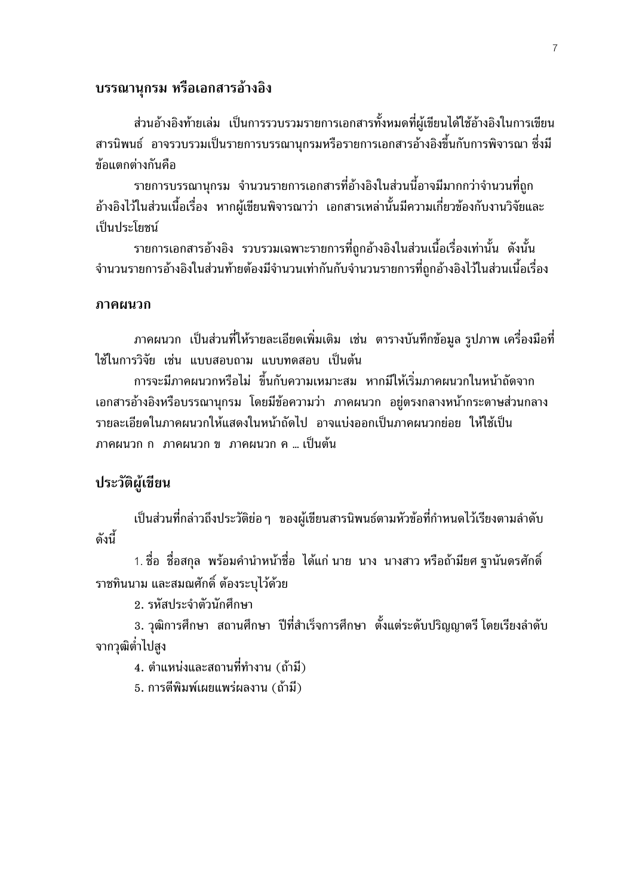## บรรณานุกรม หรือเอกสารอ้างอิง

ส่วนอ้างอิงท้ายเล่ม เป็นการรวบรวมรายการเอกสารทั้งหมดที่ผู้เขียนได้ใช้อ้างอิงในการเขียนสารนิพนธ์ อาจรวบรวมเป็นรายการบรรณานุกรมหรือรายการเอกสารอ้างอิงขึ้นกับการพิจารณา ซึ่งมีข้อแตกต่างกันคือ

รายการบรรณานุกรม จำนวนรายการเอกสารที่อ้างอิงในส่วนนี้อาจมีมากกว่าจำนวนที่ถูกอ้างอิงไว้ในส่วนเนื้อเรื่อง หากผู้เขียนพิจารณาว่า เอกสารเหล่านั้นมีความเกี่ยวข้องกับงานวิจัยและเป็นประโยชน์

รายการเอกสารอ้างอิง รวบรวมเฉพาะรายการที่ถูกอ้างอิงในส่วนเนื้อเรื่องเท่านั้น ดังนั้น จำนวนรายการอ้างอิงในส่วนท้ายต้องมีจำนวนเท่ากันกับจำนวนรายการที่ถูกอ้างอิงไว้ในส่วนเนื้อเรื่อง

## ภาคผนวก

ภาคผนวก เป็นส่วนที่ให้รายละเอียดเพิ่มเติม เช่น ตารางบันทึกข้อมูล รูปภาพ เครื่องมือที่ใช้ในการวิจัย เช่น แบบสอบถาม แบบทดสอบ เป็นต้น

การจะมีภาคผนวกหรือไม่ ขึ้นกับความเหมาะสม หากมีให้เริ่มภาคผนวกในหน้าถัดจากเอกสารอ้างอิงหรือบรรณานุกรม โดยมีข้อความว่า ภาคผนวก อยู่ตรงกลางหน้ากระดาษส่วนกลาง รายละเอียดในภาคผนวกให้แสดงในหน้าถัดไป อาจแบ่งออกเป็นภาคผนวกย่อย ให้ใช้เป็น ภาคผนวก ก ภาคผนวก ข ภาคผนวก ค ... เป็นต้น

## ประวัติผู้เขียน

เป็นส่วนที่กล่าวถึงประวัติย่อ ๆ ของผู้เขียนสารนิพนธ์ตามหัวข้อที่กำหนดไว้เรียงตามลำดับดังนี้

1. ชื่อ ชื่อสกุล พร้อมคำนำหน้าชื่อ ได้แก่ นาย นาง นางสาว หรือถ้ามียศ ฐานันดรศักดิ์ ราชทินนาม และสมณศักดิ์ ต้องระบุไว้ด้วย
2. รหัสประจำตัวนักศึกษา
3. วุฒิการศึกษา สถานศึกษา ปีที่สำเร็จการศึกษา ตั้งแต่ระดับปริญญาตรี โดยเรียงลำดับจากวุฒิต่ำไปสูง
4. ตำแหน่งและสถานที่ทำงาน (ถ้ามี)
5. การตีพิมพ์เผยแพร่ผลงาน (ถ้ามี)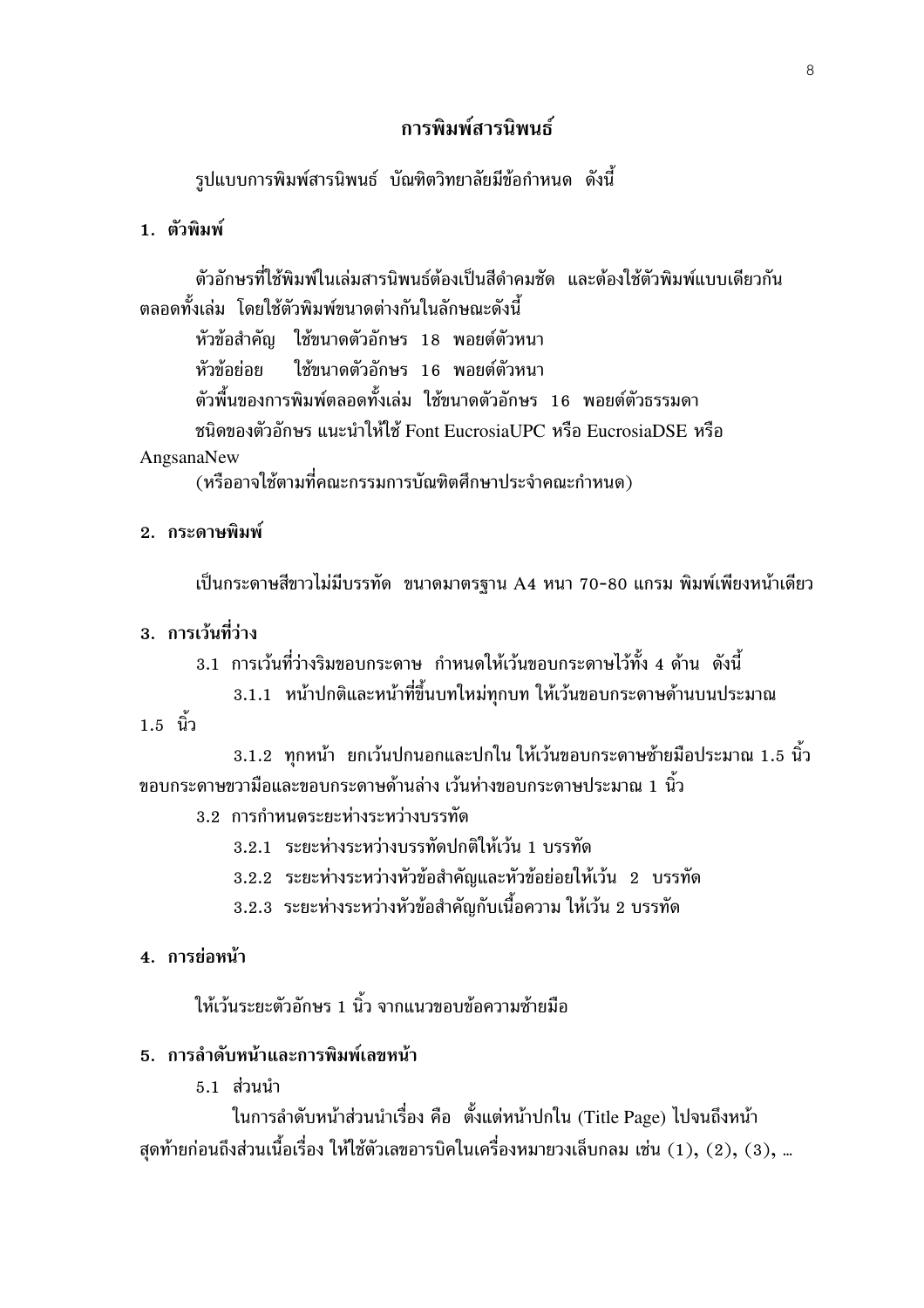## การพิมพ์สารนิพนธ์

รูปแบบการพิมพ์สารนิพนธ์ บัณฑิตวิทยาลัยมีข้อกำหนด ดังนี้

### 1. ตัวพิมพ์

ตัวอักษรที่ใช้พิมพ์ในเล่มสารนิพนธ์ต้องเป็นสีดำคมชัด และต้องใช้ตัวพิมพ์แบบเดียวกันตลอดทั้งเล่ม โดยใช้ตัวพิมพ์ขนาดต่างกันในลักษณะดังนี้

หัวข้อสำคัญ ใช้ขนาดตัวอักษร 18 พอยต์ตัวหนา

หัวข้อย่อย ใช้ขนาดตัวอักษร 16 พอยต์ตัวหนา

ตัวพื้นของการพิมพ์ตลอดทั้งเล่ม ใช้ขนาดตัวอักษร 16 พอยต์ตัวธรรมดา

ชนิดของตัวอักษร แนะนำให้ใช้ Font EucrosiaUPC หรือ EucrosiaDSE หรือ AngsanaNew

(หรืออาจใช้ตามที่คณะกรรมการบัณฑิตศึกษาประจำคณะกำหนด)

### 2. กระดาษพิมพ์

เป็นกระดาษสีขาวไม่มีบรรทัด ขนาดมาตรฐาน A4 หนา 70-80 แกรม พิมพ์เพียงหน้าเดียว

### 3. การเว้นที่ว่าง

3.1 การเว้นที่ว่างริมขอบกระดาษ กำหนดให้เว้นขอบกระดาษไว้ทั้ง 4 ด้าน ดังนี้

3.1.1 หน้าปกติและหน้าที่ขึ้นบทใหม่ทุกบท ให้เว้นขอบกระดาษด้านบนประมาณ 1.5 นิ้ว

3.1.2 ทุกหน้า ยกเว้นปกนอกและปกใน ให้เว้นขอบกระดาษซ้ายมือประมาณ 1.5 นิ้ว ขอบกระดาษขวามือและขอบกระดาษด้านล่าง เว้นห่างขอบกระดาษประมาณ 1 นิ้ว

3.2 การกำหนดระยะห่างระหว่างบรรทัด

3.2.1 ระยะห่างระหว่างบรรทัดปกติให้เว้น 1 บรรทัด

3.2.2 ระยะห่างระหว่างหัวข้อสำคัญและหัวข้อย่อยให้เว้น 2 บรรทัด

3.2.3 ระยะห่างระหว่างหัวข้อสำคัญกับเนื้อความ ให้เว้น 2 บรรทัด

### 4. การย่อหน้า

ให้เว้นระยะตัวอักษร 1 นิ้ว จากแนวขอบข้อความซ้ายมือ

### 5. การลำดับหน้าและการพิมพ์เลขหน้า

5.1 ส่วนนำ

ในการลำดับหน้าส่วนนำเรื่อง คือ ตั้งแต่หน้าปกใน (Title Page) ไปจนถึงหน้าสุดท้ายก่อนถึงส่วนเนื้อเรื่อง ให้ใช้ตัวเลขอารบิคในเครื่องหมายวงเล็บกลม เช่น (1), (2), (3), …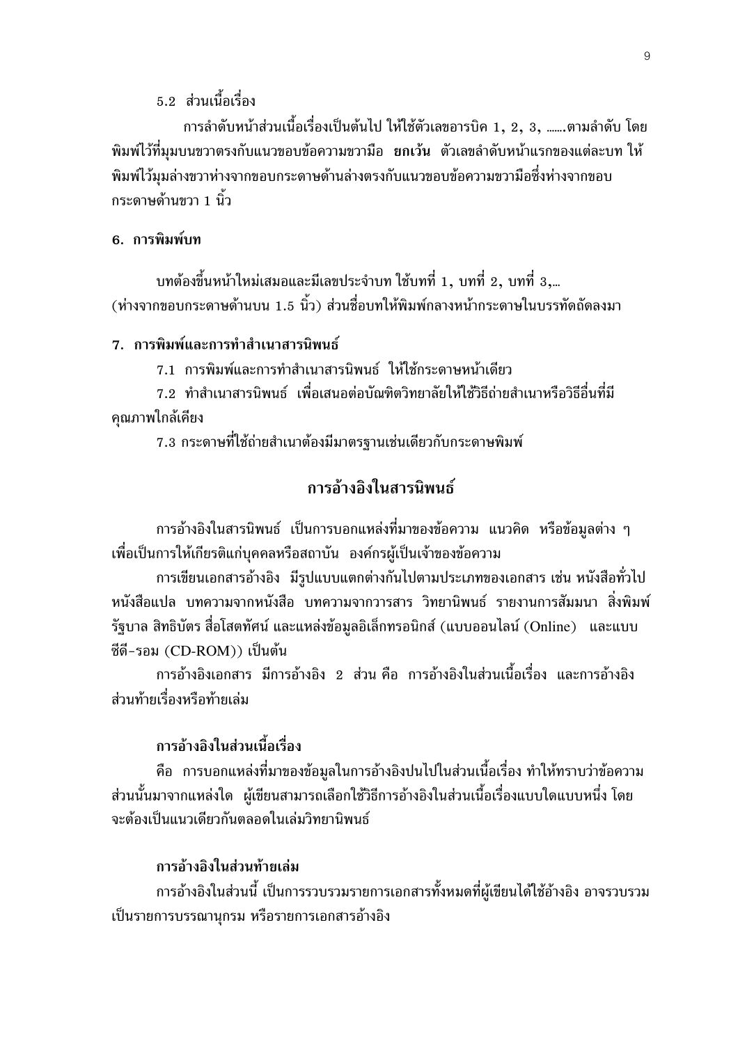5.2 ส่วนเนื้อเรื่อง

การลำดับหน้าส่วนเนื้อเรื่องเป็นต้นไป ให้ใช้ตัวเลขอารบิค 1, 2, 3, .......ตามลำดับ โดยพิมพ์ไว้ที่มุมบนขวาตรงกับแนวขอบข้อความขวามือ **ยกเว้น** ตัวเลขลำดับหน้าแรกของแต่ละบท ให้พิมพ์ไว้มุมล่างขวาห่างจากขอบกระดาษด้านล่างตรงกับแนวขอบข้อความขวามือซึ่งห่างจากขอบกระดาษด้านขวา 1 นิ้ว

**6. การพิมพ์บท**

บทต้องขึ้นหน้าใหม่เสมอและมีเลขประจำบท ใช้บทที่ 1, บทที่ 2, บทที่ 3,... (ห่างจากขอบกระดาษด้านบน 1.5 นิ้ว) ส่วนชื่อบทให้พิมพ์กลางหน้ากระดาษในบรรทัดถัดลงมา

**7. การพิมพ์และการทำสำเนาสารนิพนธ์**

7.1 การพิมพ์และการทำสำเนาสารนิพนธ์ ให้ใช้กระดาษหน้าเดียว

7.2 ทำสำเนาสารนิพนธ์ เพื่อเสนอต่อบัณฑิตวิทยาลัยให้ใช้วิธีถ่ายสำเนาหรือวิธีอื่นที่มีคุณภาพใกล้เคียง

7.3 กระดาษที่ใช้ถ่ายสำเนาต้องมีมาตรฐานเช่นเดียวกับกระดาษพิมพ์

## การอ้างอิงในสารนิพนธ์

การอ้างอิงในสารนิพนธ์ เป็นการบอกแหล่งที่มาของข้อความ แนวคิด หรือข้อมูลต่าง ๆ เพื่อเป็นการให้เกียรติแก่บุคคลหรือสถาบัน องค์กรผู้เป็นเจ้าของข้อความ

การเขียนเอกสารอ้างอิง มีรูปแบบแตกต่างกันไปตามประเภทของเอกสาร เช่น หนังสือทั่วไป หนังสือแปล บทความจากหนังสือ บทความจากวารสาร วิทยานิพนธ์ รายงานการสัมมนา สิ่งพิมพ์รัฐบาล สิทธิบัตร สื่อโสตทัศน์ และแหล่งข้อมูลอิเล็กทรอนิกส์ (แบบออนไลน์ (Online) และแบบซีดี-รอม (CD-ROM)) เป็นต้น

การอ้างอิงเอกสาร มีการอ้างอิง 2 ส่วน คือ การอ้างอิงในส่วนเนื้อเรื่อง และการอ้างอิงส่วนท้ายเรื่องหรือท้ายเล่ม

### การอ้างอิงในส่วนเนื้อเรื่อง

คือ การบอกแหล่งที่มาของข้อมูลในการอ้างอิงปนไปในส่วนเนื้อเรื่อง ทำให้ทราบว่าข้อความส่วนนั้นมาจากแหล่งใด ผู้เขียนสามารถเลือกใช้วิธีการอ้างอิงในส่วนเนื้อเรื่องแบบใดแบบหนึ่ง โดยจะต้องเป็นแนวเดียวกันตลอดในเล่มวิทยานิพนธ์

### การอ้างอิงในส่วนท้ายเล่ม

การอ้างอิงในส่วนนี้ เป็นการรวบรวมรายการเอกสารทั้งหมดที่ผู้เขียนได้ใช้อ้างอิง อาจรวบรวมเป็นรายการบรรณานุกรม หรือรายการเอกสารอ้างอิง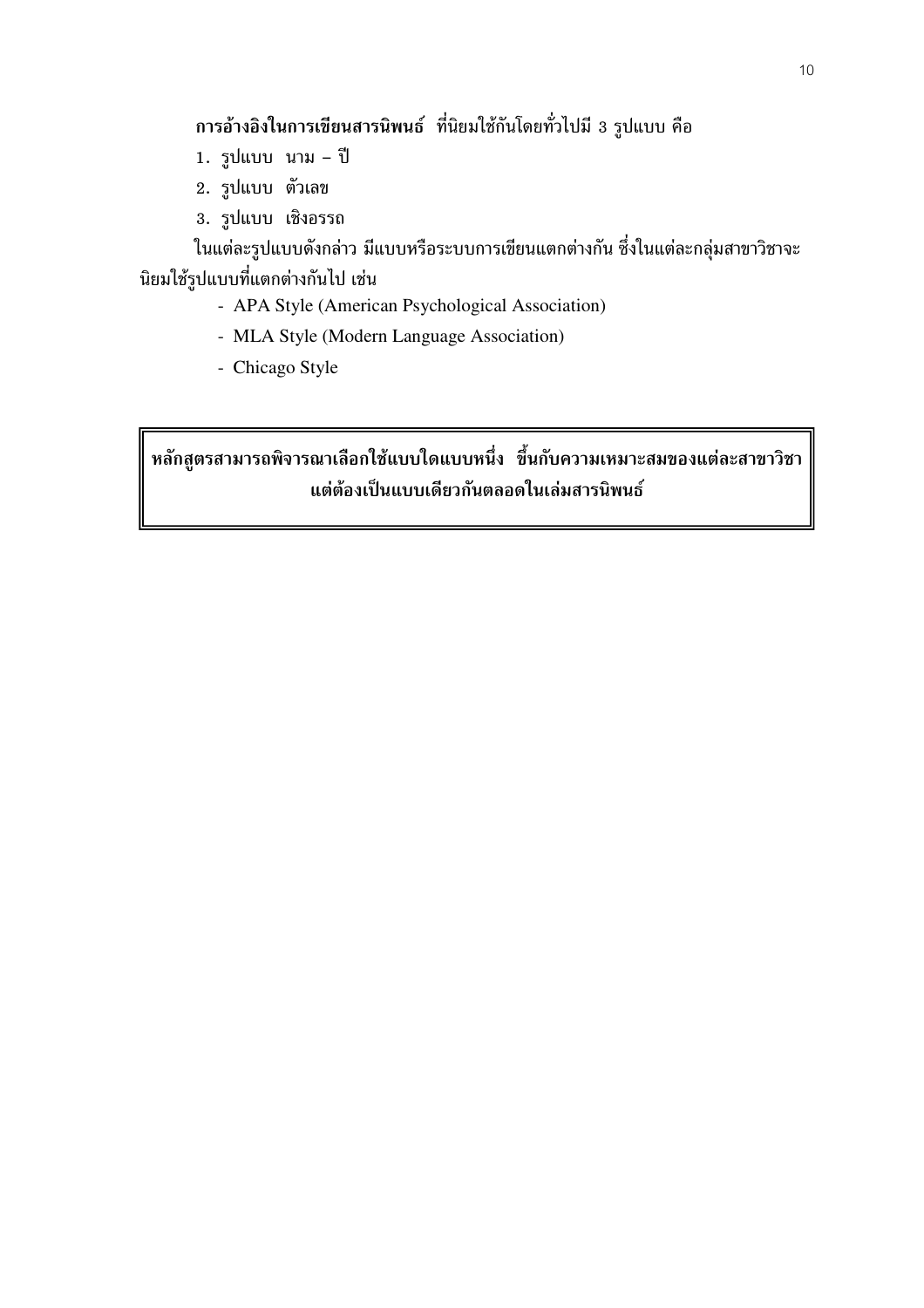**การอ้างอิงในการเขียนสารนิพนธ์** ที่นิยมใช้กันโดยทั่วไปมี 3 รูปแบบ คือ

1. รูปแบบ นาม – ปี
2. รูปแบบ ตัวเลข
3. รูปแบบ เชิงอรรถ

ในแต่ละรูปแบบดังกล่าว มีแบบหรือระบบการเขียนแตกต่างกัน ซึ่งในแต่ละกลุ่มสาขาวิชาจะนิยมใช้รูปแบบที่แตกต่างกันไป เช่น

- APA Style (American Psychological Association)
- MLA Style (Modern Language Association)
- Chicago Style

**หลักสูตรสามารถพิจารณาเลือกใช้แบบใดแบบหนึ่ง ขึ้นกับความเหมาะสมของแต่ละสาขาวิชา แต่ต้องเป็นแบบเดียวกันตลอดในเล่มสารนิพนธ์**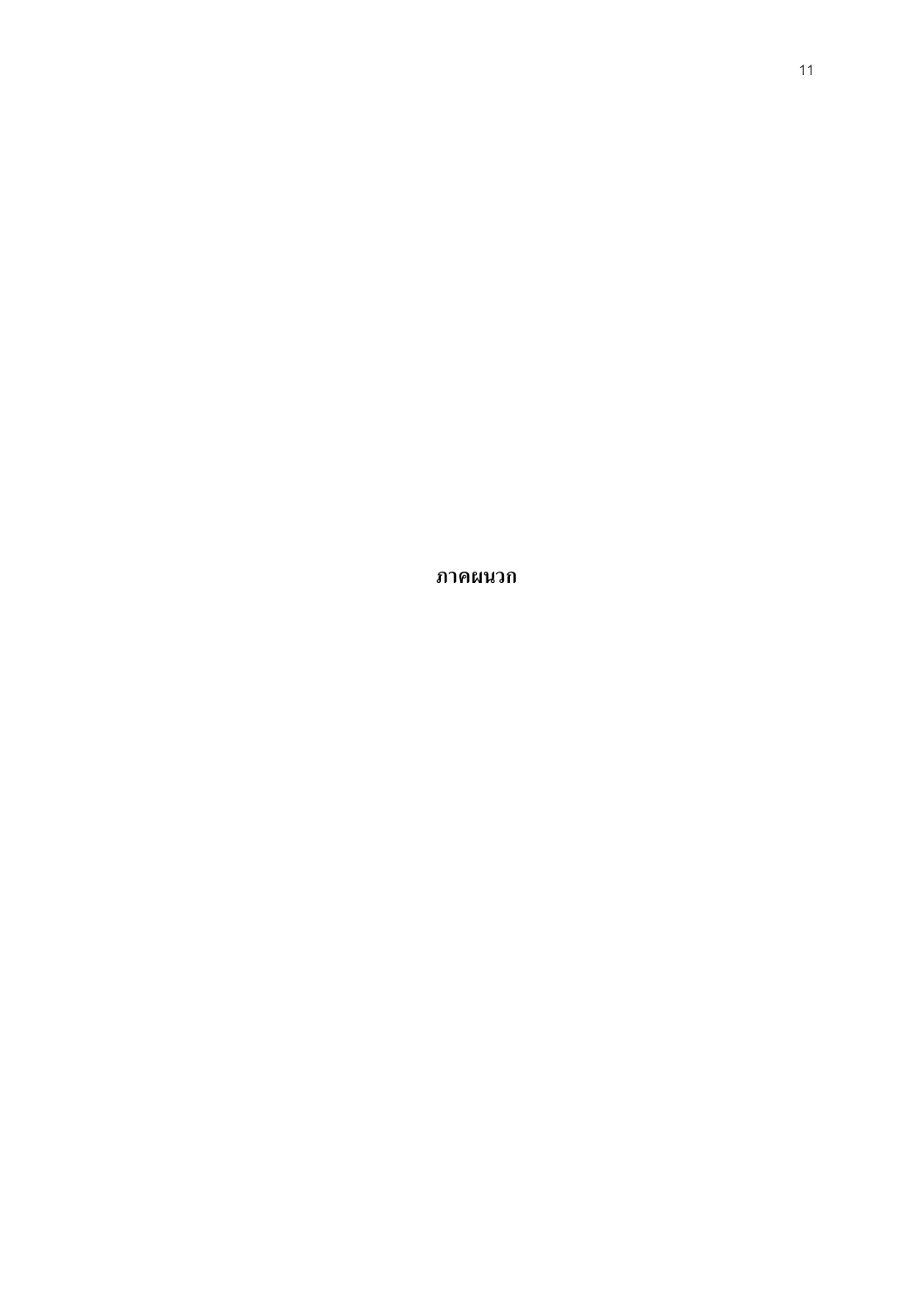# ภาคผนวก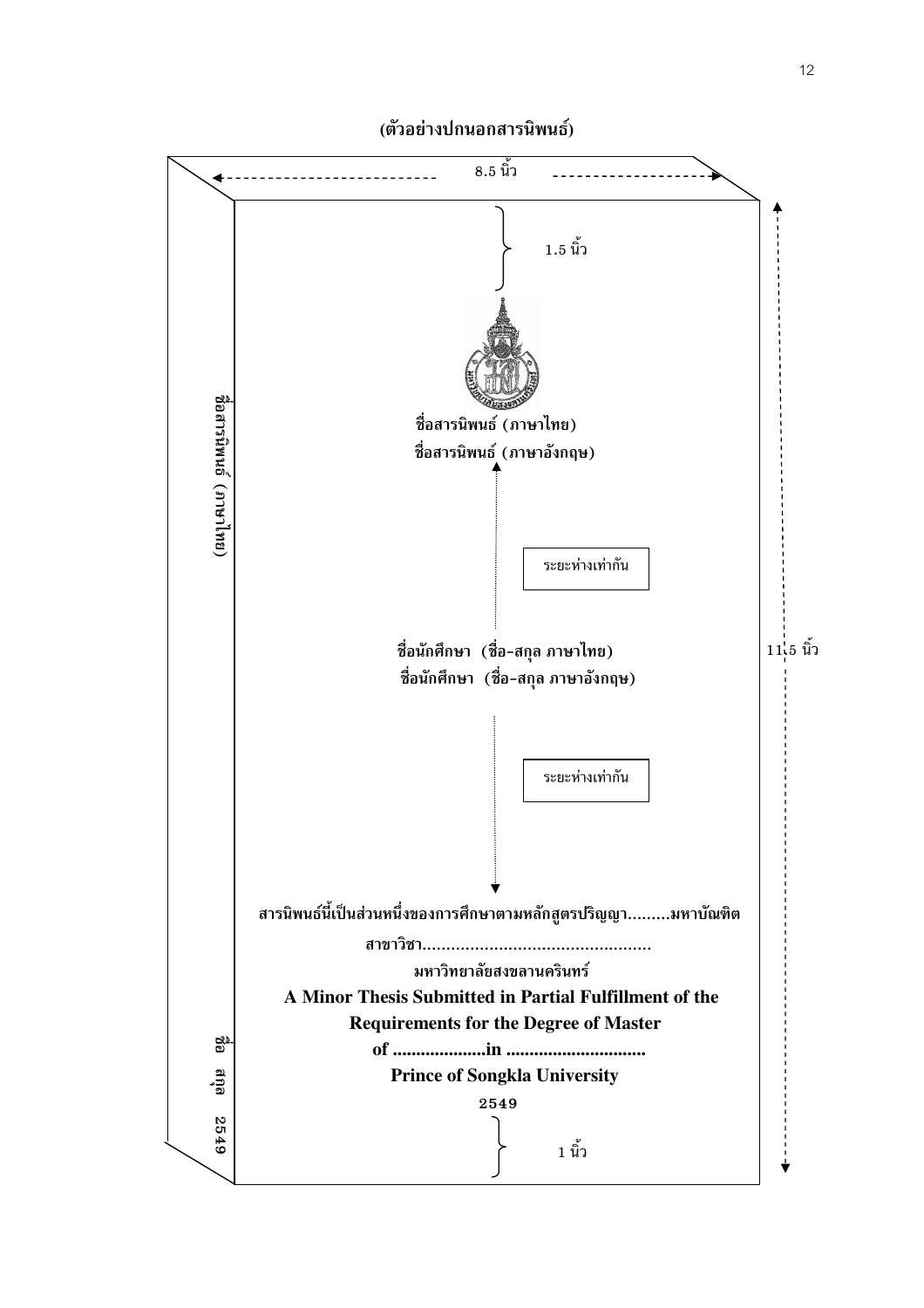**(ตัวอย่างปกนอกสารนิพนธ์)**

8.5 นิ้ว

1.5 นิ้ว

**ชื่อสารนิพนธ์ (ภาษาไทย)**

**ชื่อสารนิพนธ์ (ภาษาอังกฤษ)**

ระยะห่างเท่ากัน

**ชื่อนักศึกษา (ชื่อ-สกุล ภาษาไทย)**

**ชื่อนักศึกษา (ชื่อ-สกุล ภาษาอังกฤษ)**

ระยะห่างเท่ากัน

**สารนิพนธ์นี้เป็นส่วนหนึ่งของการศึกษาตามหลักสูตรปริญญา.........มหาบัณฑิต**

**สาขาวิชา...............................................**

**มหาวิทยาลัยสงขลานครินทร์**

**A Minor Thesis Submitted in Partial Fulfillment of the**

**Requirements for the Degree of Master**

**of ....................in ..............................**

**Prince of Songkla University**

**2549**

1 นิ้ว

11.5 นิ้ว

สันปก: **ชื่อสารนิพนธ์ (ภาษาไทย)** **ชื่อ สกุล 2549**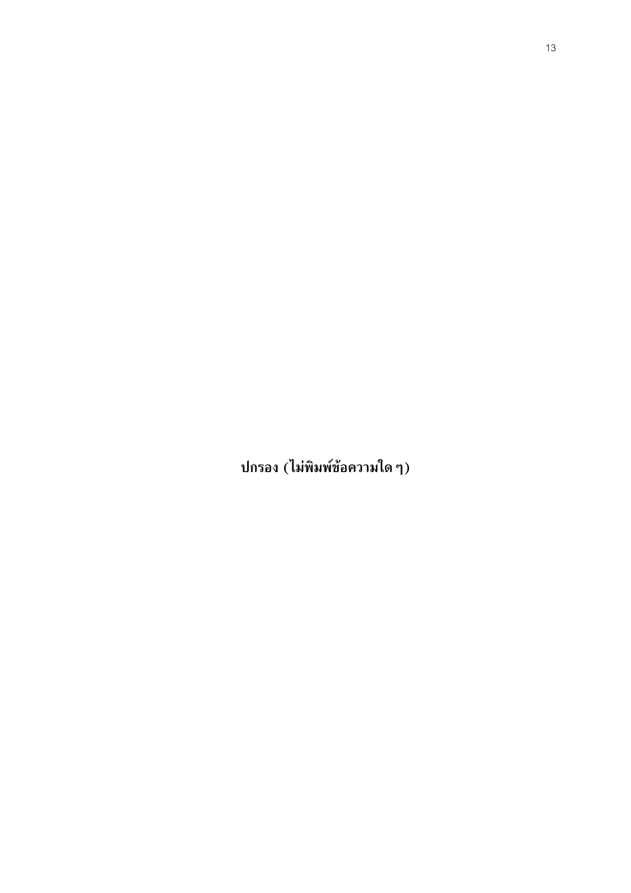**ปกรอง (ไม่พิมพ์ข้อความใด ๆ)**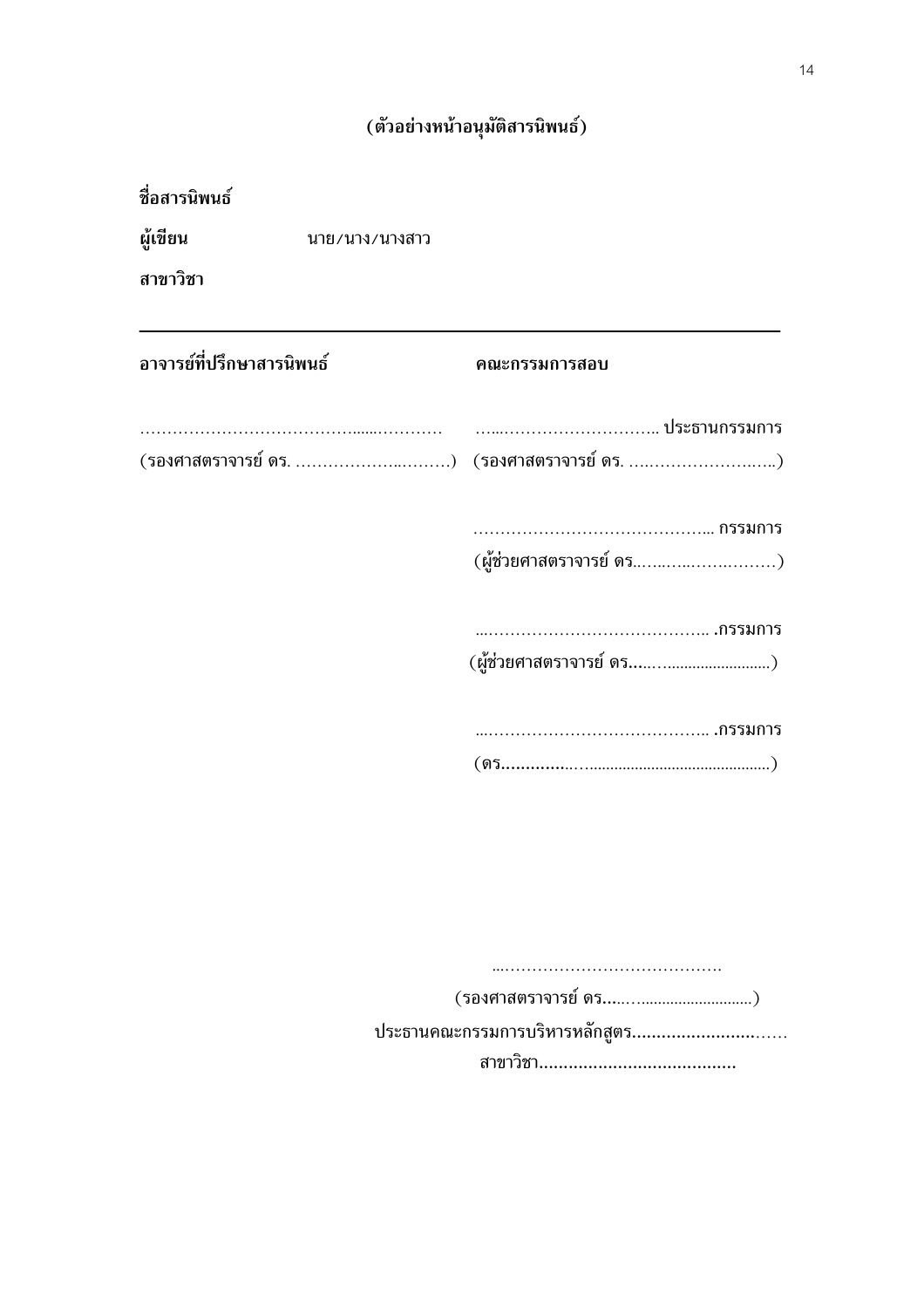**(ตัวอย่างหน้าอนุมัติสารนิพนธ์)**

**ชื่อสารนิพนธ์**

**ผู้เขียน** นาย/นาง/นางสาว

**สาขาวิชา**

---

| **อาจารย์ที่ปรึกษาสารนิพนธ์** | **คณะกรรมการสอบ** |
|---|---|
| ………………………………......………… | …...……………………….. ประธานกรรมการ |
| (รองศาสตราจารย์ ดร. ………………..………) | (รองศาสตราจารย์ ดร. …..…………………..) |
| | …………………………………….. กรรมการ |
| | (ผู้ช่วยศาสตราจารย์ ดร..…..…..……….……) |
| | ...………………………………….. .กรรมการ |
| | (ผู้ช่วยศาสตราจารย์ ดร.....…..........................) |
| | ...………………………………….. .กรรมการ |
| | (ดร.............…….........................................) |

...………………………………….

(รองศาสตราจารย์ ดร.....…..........................)

ประธานคณะกรรมการบริหารหลักสูตร..........................……

สาขาวิชา.......................................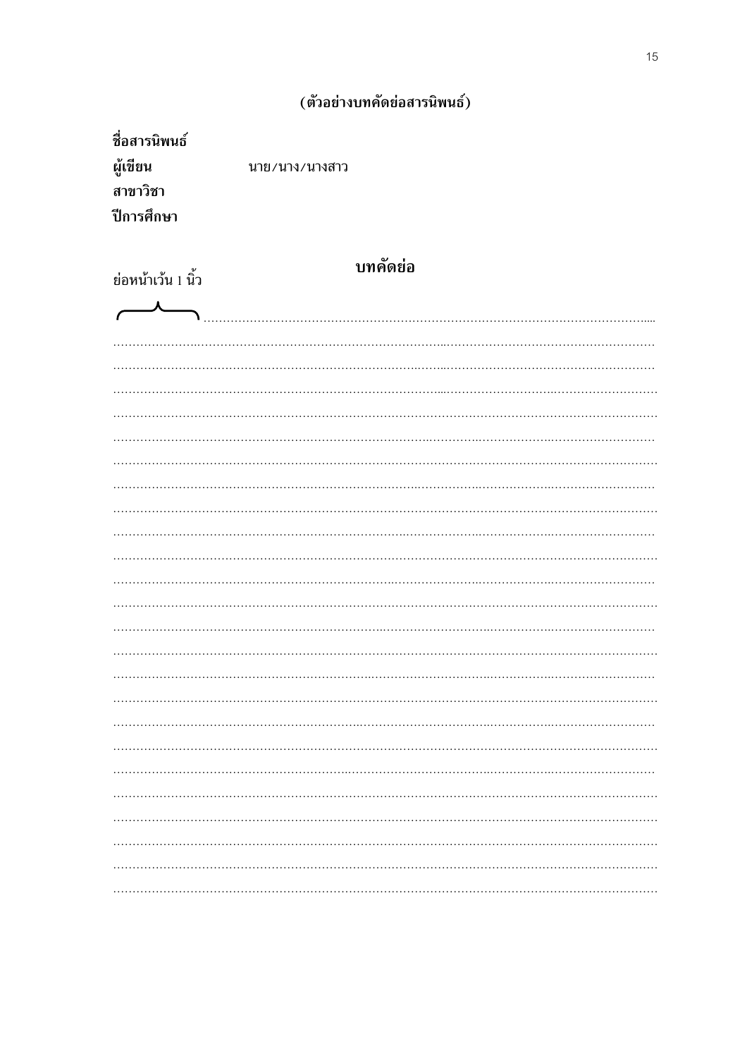(ตัวอย่างบทคัดย่อสารนิพนธ์)

**ชื่อสารนิพนธ์**

**ผู้เขียน** นาย/นาง/นางสาว

**สาขาวิชา**

**ปีการศึกษา**

## บทคัดย่อ

ย่อหน้าเว้น 1 นิ้ว

..............................................................................................................................

..............................................................................................................................

..............................................................................................................................

..............................................................................................................................

..............................................................................................................................

..............................................................................................................................

..............................................................................................................................

..............................................................................................................................

..............................................................................................................................

..............................................................................................................................

..............................................................................................................................

..............................................................................................................................

..............................................................................................................................

..............................................................................................................................

..............................................................................................................................

..............................................................................................................................

..............................................................................................................................

..............................................................................................................................

..............................................................................................................................

..............................................................................................................................

..............................................................................................................................

..............................................................................................................................

..............................................................................................................................

..............................................................................................................................

..............................................................................................................................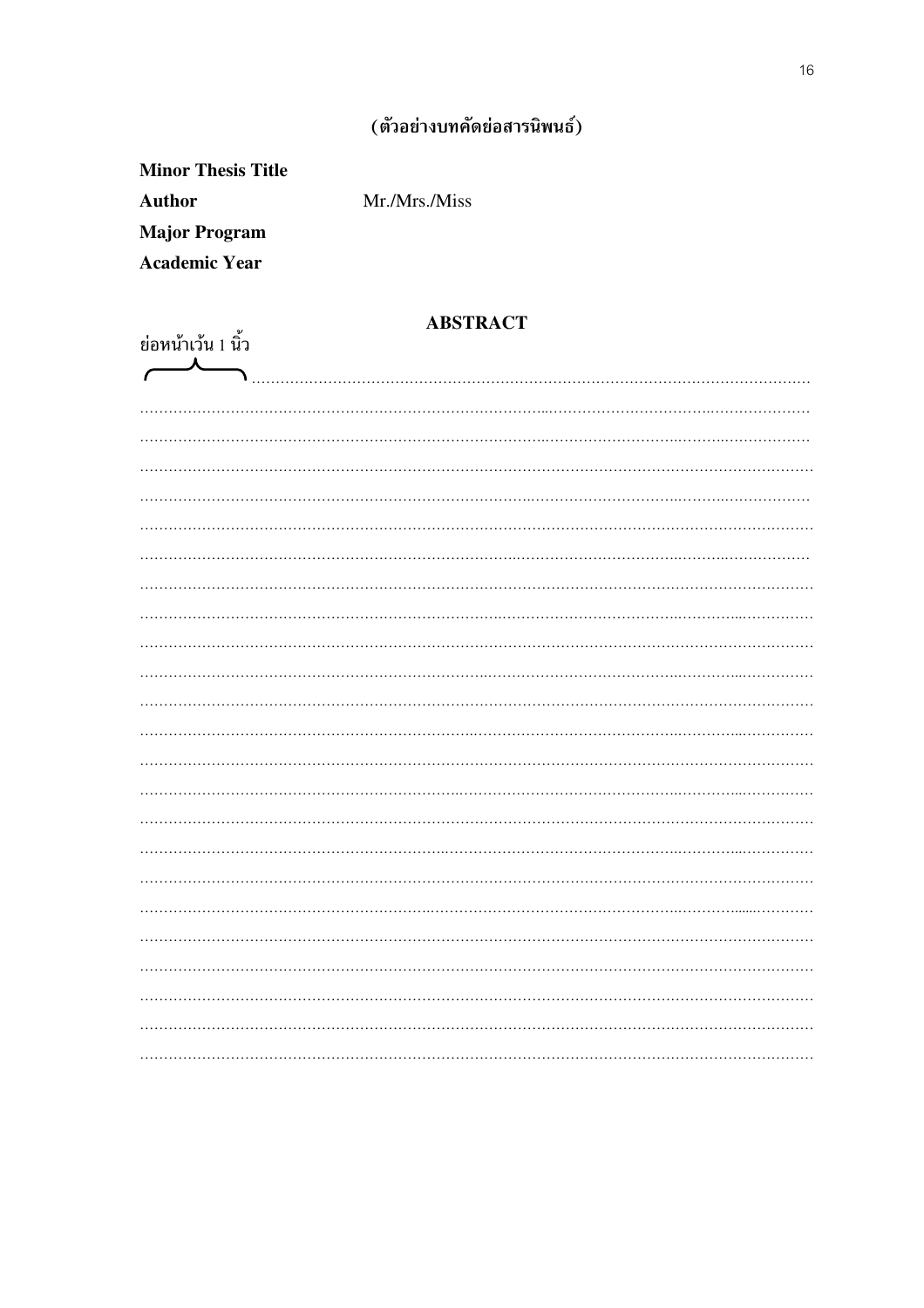(ตัวอย่างบทคัดย่อสารนิพนธ์)

**Minor Thesis Title**

**Author** Mr./Mrs./Miss

**Major Program**

**Academic Year**

**ABSTRACT**

ย่อหน้าเว้น 1 นิ้ว

..............................................................................................................................
..............................................................................................................................
..............................................................................................................................
..............................................................................................................................
..............................................................................................................................
..............................................................................................................................
..............................................................................................................................
..............................................................................................................................
..............................................................................................................................
..............................................................................................................................
..............................................................................................................................
..............................................................................................................................
..............................................................................................................................
..............................................................................................................................
..............................................................................................................................
..............................................................................................................................
..............................................................................................................................
..............................................................................................................................
..............................................................................................................................
..............................................................................................................................
..............................................................................................................................
..............................................................................................................................
..............................................................................................................................
..............................................................................................................................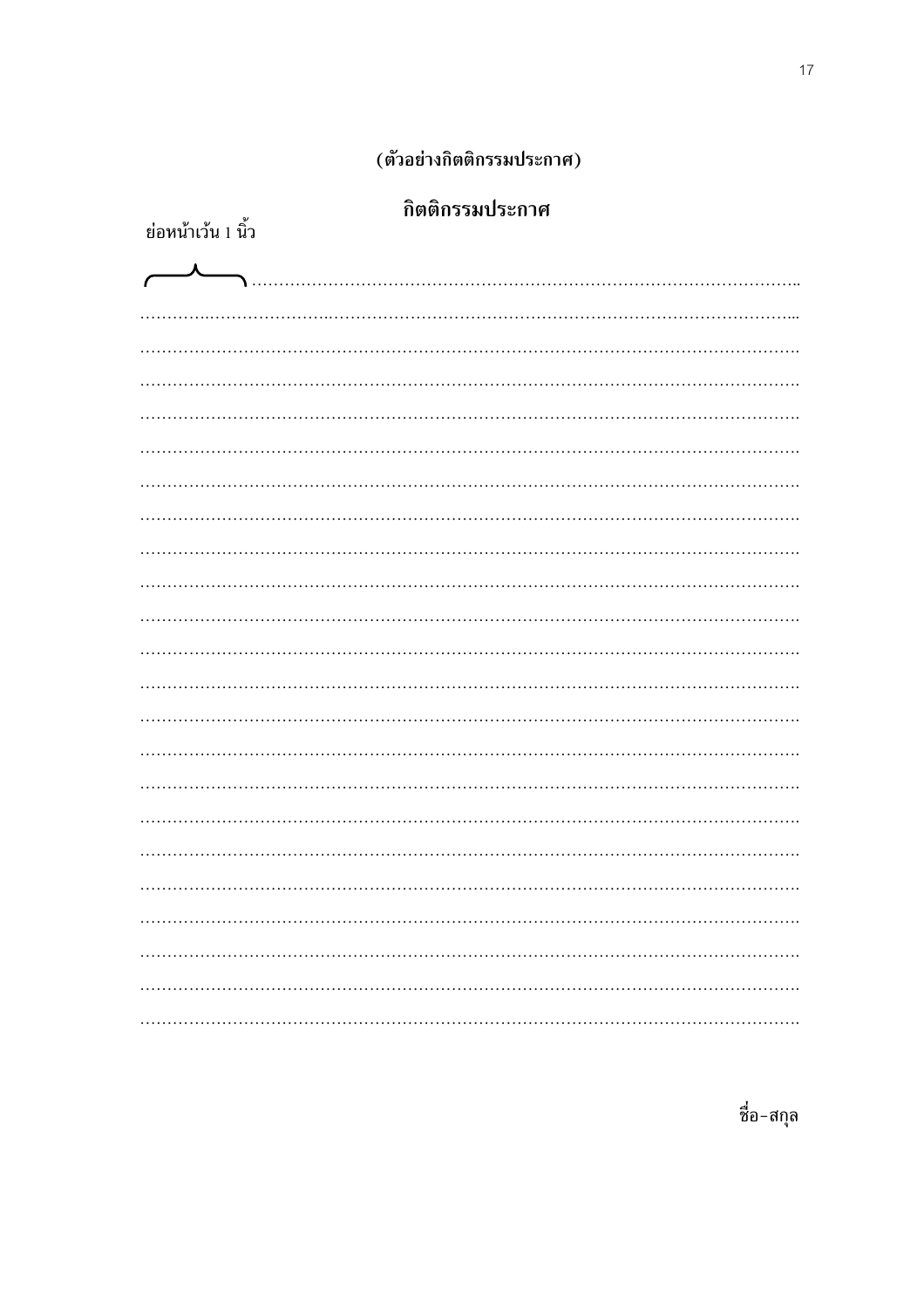**(ตัวอย่างกิตติกรรมประกาศ)**

## กิตติกรรมประกาศ

ย่อหน้าเว้น 1 นิ้ว

ชื่อ–สกุล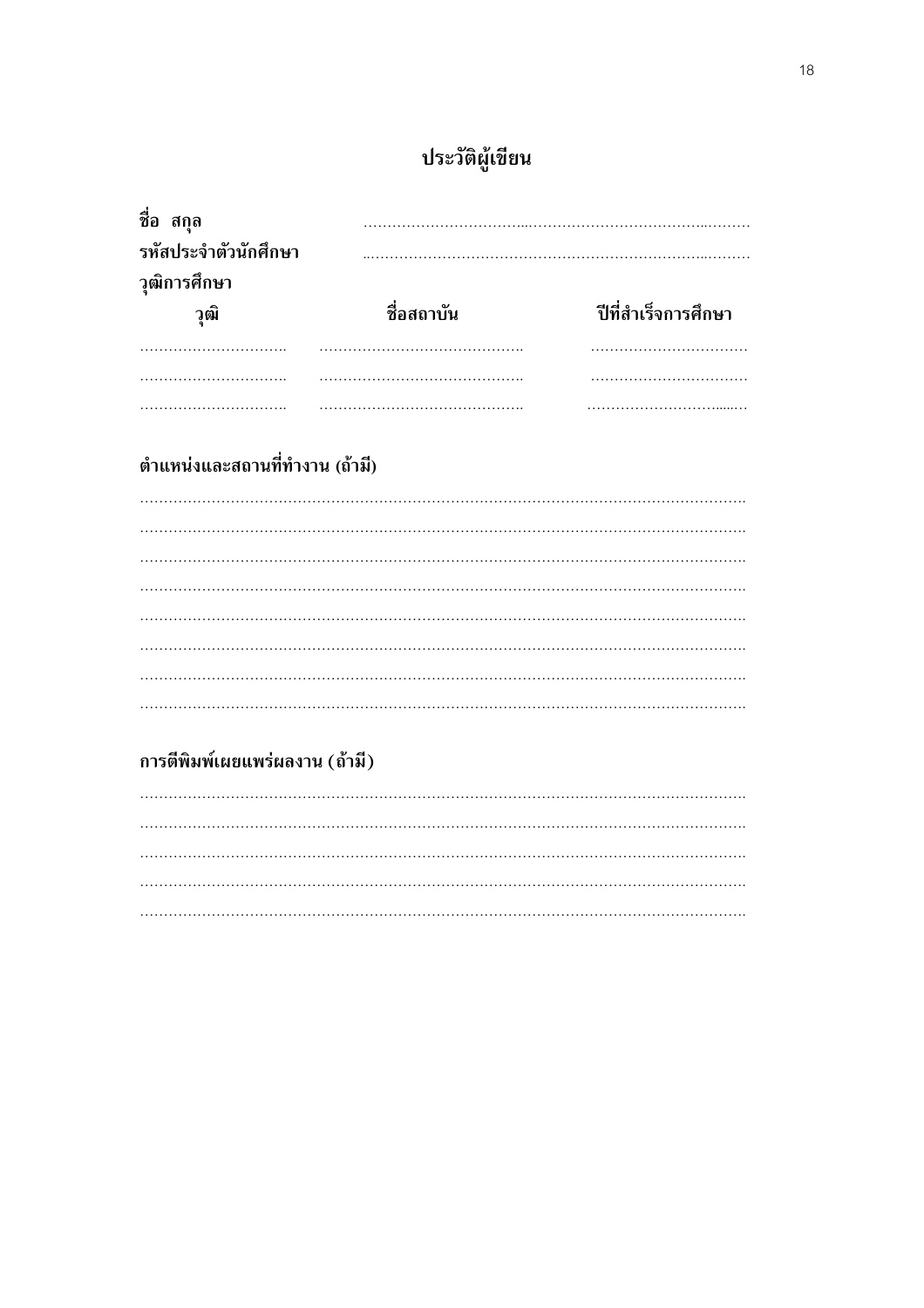# ประวัติผู้เขียน

**ชื่อ สกุล** ……………………………...…………………………………...………

**รหัสประจำตัวนักศึกษา** ..…………………………………………………………...………

**วุฒิการศึกษา**

| วุฒิ | ชื่อสถาบัน | ปีที่สำเร็จการศึกษา |
|---|---|---|
| …………………………. | ……………………………………. | …………………………… |
| …………………………. | ……………………………………. | …………………………… |
| …………………………. | ……………………………………. | ……………………….....… |

**ตำแหน่งและสถานที่ทำงาน (ถ้ามี)**

…………………………………………………………………………………………………………….

…………………………………………………………………………………………………………….

…………………………………………………………………………………………………………….

…………………………………………………………………………………………………………….

…………………………………………………………………………………………………………….

…………………………………………………………………………………………………………….

…………………………………………………………………………………………………………….

…………………………………………………………………………………………………………….

**การตีพิมพ์เผยแพร่ผลงาน (ถ้ามี)**

…………………………………………………………………………………………………………….

…………………………………………………………………………………………………………….

…………………………………………………………………………………………………………….

…………………………………………………………………………………………………………….

…………………………………………………………………………………………………………….